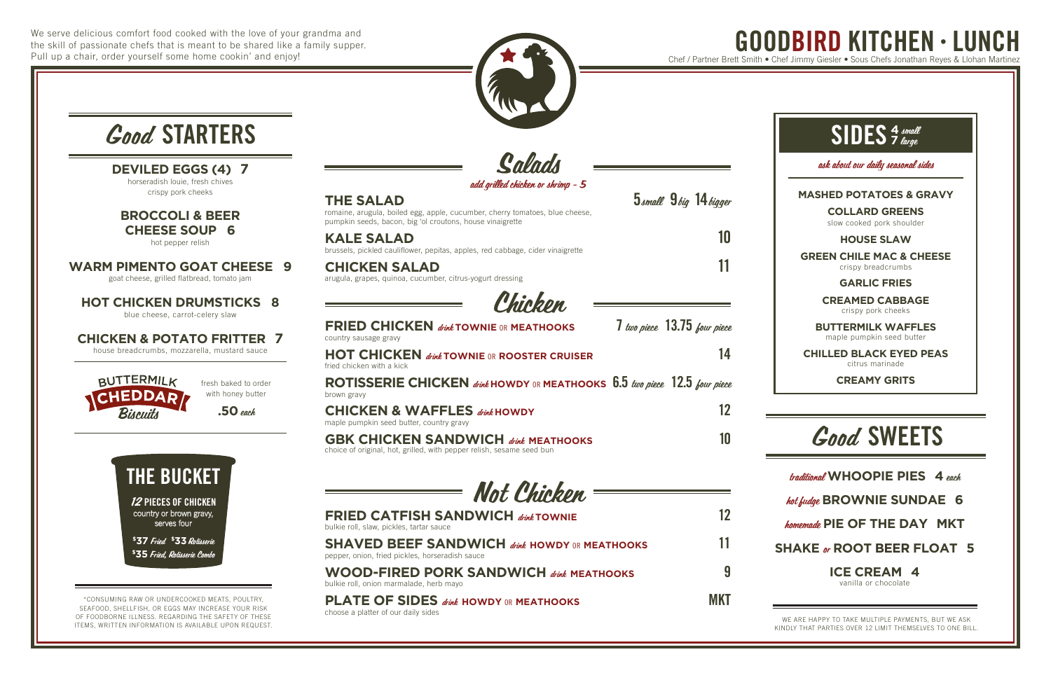We serve delicious comfort food cooked with the love of your grandma and the skill of passionate chefs that is meant to be shared like a family supper. Pull up a chair, order yourself some home cookin' and enjoy!

# GOODBIRD KITCHEN · LUNCH

Chef / Partner Brett Smith • Chef Jimmy Giesler • Sous Chefs Jonathan Reyes & Llohan Martinez

## *Good* STARTERS

**DEVILED EGGS (4) 7**
horseradish louie, fresh chives
crispy pork cheeks

**BROCCOLI & BEER CHEESE SOUP 6**
hot pepper relish

**WARM PIMENTO GOAT CHEESE 9**
goat cheese, grilled flatbread, tomato jam

**HOT CHICKEN DRUMSTICKS 8**
blue cheese, carrot-celery slaw

**CHICKEN & POTATO FRITTER 7**
house breadcrumbs, mozzarella, mustard sauce

**BUTTERMILK CHEDDAR *Biscuits***
fresh baked to order with honey butter
**.50** *each*

## THE BUCKET

***12* PIECES OF CHICKEN**
country or brown gravy, serves four

**$37** *Fried* **$33** *Rotisserie*
**$35** *Fried, Rotisserie Combo*

*CONSUMING RAW OR UNDERCOOKED MEATS, POULTRY, SEAFOOD, SHELLFISH, OR EGGS MAY INCREASE YOUR RISK OF FOODBORNE ILLNESS. REGARDING THE SAFETY OF THESE ITEMS, WRITTEN INFORMATION IS AVAILABLE UPON REQUEST.

## *Salads*

*add grilled chicken or shrimp - 5*

**THE SALAD** — **5** *small* **9** *big* **14** *bigger*
romaine, arugula, boiled egg, apple, cucumber, cherry tomatoes, blue cheese, pumpkin seeds, bacon, big 'ol croutons, house vinaigrette

**KALE SALAD** — **10**
brussels, pickled cauliflower, pepitas, apples, red cabbage, cider vinaigrette

**CHICKEN SALAD** — **11**
arugula, grapes, quinoa, cucumber, citrus-yogurt dressing

## *Chicken*

**FRIED CHICKEN** *drink* **TOWNIE** OR **MEATHOOKS** — **7** *two piece* **13.75** *four piece*
country sausage gravy

**HOT CHICKEN** *drink* **TOWNIE** OR **ROOSTER CRUISER** — **14**
fried chicken with a kick

**ROTISSERIE CHICKEN** *drink* **HOWDY** OR **MEATHOOKS** — **6.5** *two piece* **12.5** *four piece*
brown gravy

**CHICKEN & WAFFLES** *drink* **HOWDY** — **12**
maple pumpkin seed butter, country gravy

**GBK CHICKEN SANDWICH** *drink* **MEATHOOKS** — **10**
choice of original, hot, grilled, with pepper relish, sesame seed bun

## *Not Chicken*

**FRIED CATFISH SANDWICH** *drink* **TOWNIE** — **12**
bulkie roll, slaw, pickles, tartar sauce

**SHAVED BEEF SANDWICH** *drink* **HOWDY** OR **MEATHOOKS** — **11**
pepper, onion, fried pickles, horseradish sauce

**WOOD-FIRED PORK SANDWICH** *drink* **MEATHOOKS** — **9**
bulkie roll, onion marmalade, herb mayo

**PLATE OF SIDES** *drink* **HOWDY** OR **MEATHOOKS** — **MKT**
choose a platter of our daily sides

## SIDES 4 *small* 7 *large*

*ask about our daily seasonal sides*

**MASHED POTATOES & GRAVY**

**COLLARD GREENS**
slow cooked pork shoulder

**HOUSE SLAW**

**GREEN CHILE MAC & CHEESE**
crispy breadcrumbs

**GARLIC FRIES**

**CREAMED CABBAGE**
crispy pork cheeks

**BUTTERMILK WAFFLES**
maple pumpkin seed butter

**CHILLED BLACK EYED PEAS**
citrus marinade

**CREAMY GRITS**

## *Good* SWEETS

*traditional* **WHOOPIE PIES 4** *each*

*hot fudge* **BROWNIE SUNDAE 6**

*homemade* **PIE OF THE DAY MKT**

**SHAKE** *or* **ROOT BEER FLOAT 5**

**ICE CREAM 4**
vanilla or chocolate

WE ARE HAPPY TO TAKE MULTIPLE PAYMENTS, BUT WE ASK KINDLY THAT PARTIES OVER 12 LIMIT THEMSELVES TO ONE BILL.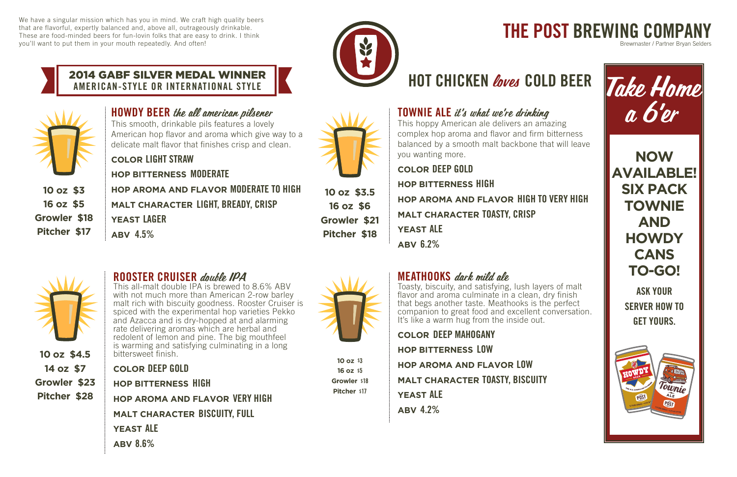We have a singular mission which has you in mind. We craft high quality beers that are flavorful, expertly balanced and, above all, outrageously drinkable. These are food-minded beers for fun-lovin folks that are easy to drink. I think you'll want to put them in your mouth repeatedly. And often!

# THE POST BREWING COMPANY

Brewmaster / Partner Bryan Selders

## HOT CHICKEN *loves* COLD BEER

**2014 GABF SILVER MEDAL WINNER**
**AMERICAN-STYLE OR INTERNATIONAL STYLE**

### HOWDY BEER *the all american pilsener*

This smooth, drinkable pils features a lovely American hop flavor and aroma which give way to a delicate malt flavor that finishes crisp and clean.

**COLOR** LIGHT STRAW
**HOP BITTERNESS** MODERATE
**HOP AROMA AND FLAVOR** MODERATE TO HIGH
**MALT CHARACTER** LIGHT, BREADY, CRISP
**YEAST** LAGER
**ABV** 4.5%

**10 oz $3**
**16 oz $5**
**Growler $18**
**Pitcher $17**

### TOWNIE ALE *it's what we're drinking*

This hoppy American ale delivers an amazing complex hop aroma and flavor and firm bitterness balanced by a smooth malt backbone that will leave you wanting more.

**COLOR** DEEP GOLD
**HOP BITTERNESS** HIGH
**HOP AROMA AND FLAVOR** HIGH TO VERY HIGH
**MALT CHARACTER** TOASTY, CRISP
**YEAST** ALE
**ABV** 6.2%

**10 oz $3.5**
**16 oz $6**
**Growler $21**
**Pitcher $18**

### ROOSTER CRUISER *double IPA*

This all-malt double IPA is brewed to 8.6% ABV with not much more than American 2-row barley malt rich with biscuity goodness. Rooster Cruiser is spiced with the experimental hop varieties Pekko and Azacca and is dry-hopped at and alarming rate delivering aromas which are herbal and redolent of lemon and pine. The big mouthfeel is warming and satisfying culminating in a long bittersweet finish.

**COLOR** DEEP GOLD
**HOP BITTERNESS** HIGH
**HOP AROMA AND FLAVOR** VERY HIGH
**MALT CHARACTER** BISCUITY, FULL
**YEAST** ALE
**ABV** 8.6%

**10 oz $4.5**
**14 oz $7**
**Growler $23**
**Pitcher $28**

### MEATHOOKS *dark mild ale*

Toasty, biscuity, and satisfying, lush layers of malt flavor and aroma culminate in a clean, dry finish that begs another taste. Meathooks is the perfect companion to great food and excellent conversation. It's like a warm hug from the inside out.

**COLOR** DEEP MAHOGANY
**HOP BITTERNESS** LOW
**HOP AROMA AND FLAVOR** LOW
**MALT CHARACTER** TOASTY, BISCUITY
**YEAST** ALE
**ABV** 4.2%

**10 oz $3**
**16 oz $5**
**Growler $18**
**Pitcher $17**

## *Take Home a 6'er*

**NOW AVAILABLE! SIX PACK TOWNIE AND HOWDY CANS TO-GO!**

ASK YOUR SERVER HOW TO GET YOURS.